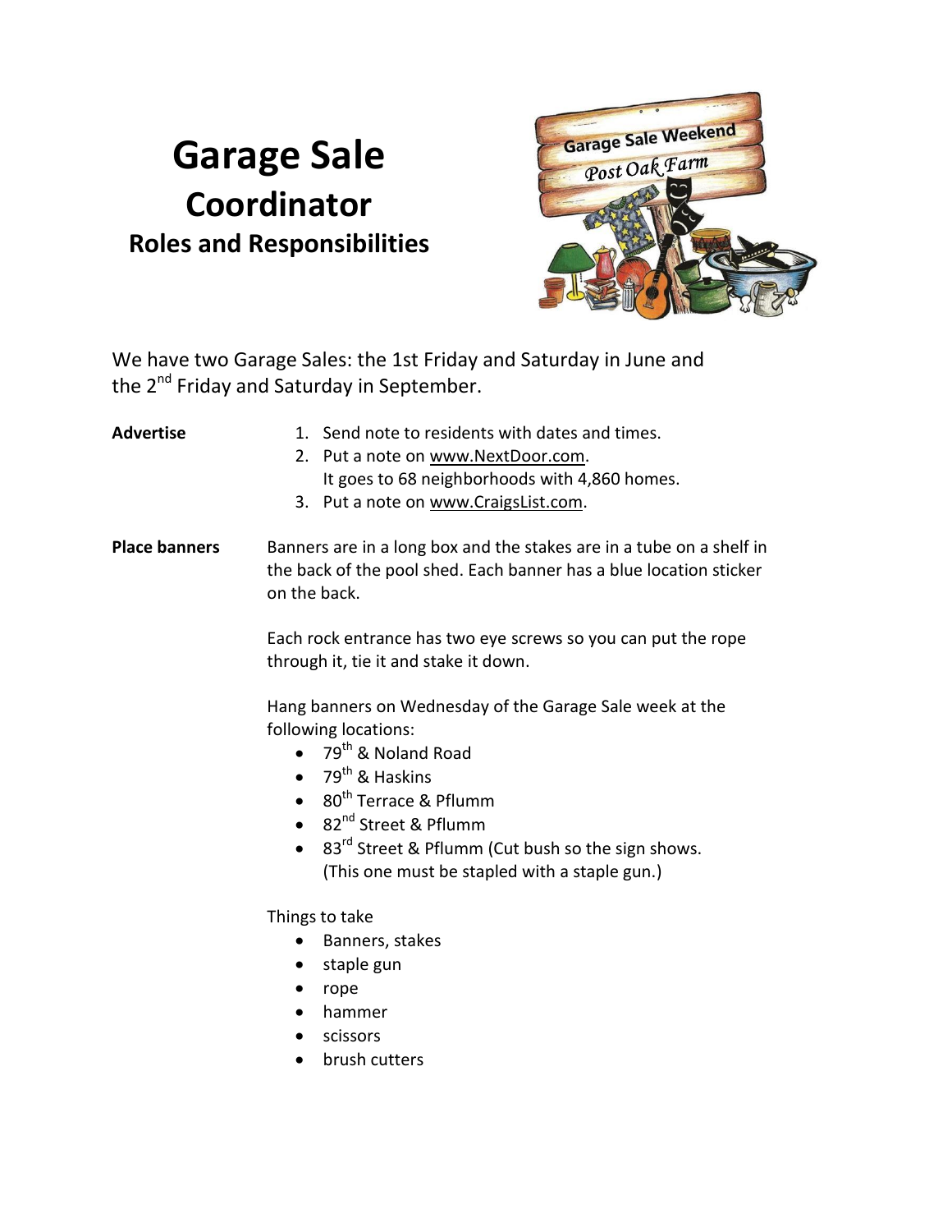# Garage Sale

## Coordinator

### Roles and Responsibilities

We have two Garage Sales: the 1st Friday and Saturday in June and the 2nd Friday and Saturday in September.

**Advertise**

1. Send note to residents with dates and times.
2. Put a note on www.NextDoor.com.
   It goes to 68 neighborhoods with 4,860 homes.
3. Put a note on www.CraigsList.com.

**Place banners**

Banners are in a long box and the stakes are in a tube on a shelf in the back of the pool shed. Each banner has a blue location sticker on the back.

Each rock entrance has two eye screws so you can put the rope through it, tie it and stake it down.

Hang banners on Wednesday of the Garage Sale week at the following locations:

- 79th & Noland Road
- 79th & Haskins
- 80th Terrace & Pflumm
- 82nd Street & Pflumm
- 83rd Street & Pflumm (Cut bush so the sign shows. (This one must be stapled with a staple gun.)

Things to take

- Banners, stakes
- staple gun
- rope
- hammer
- scissors
- brush cutters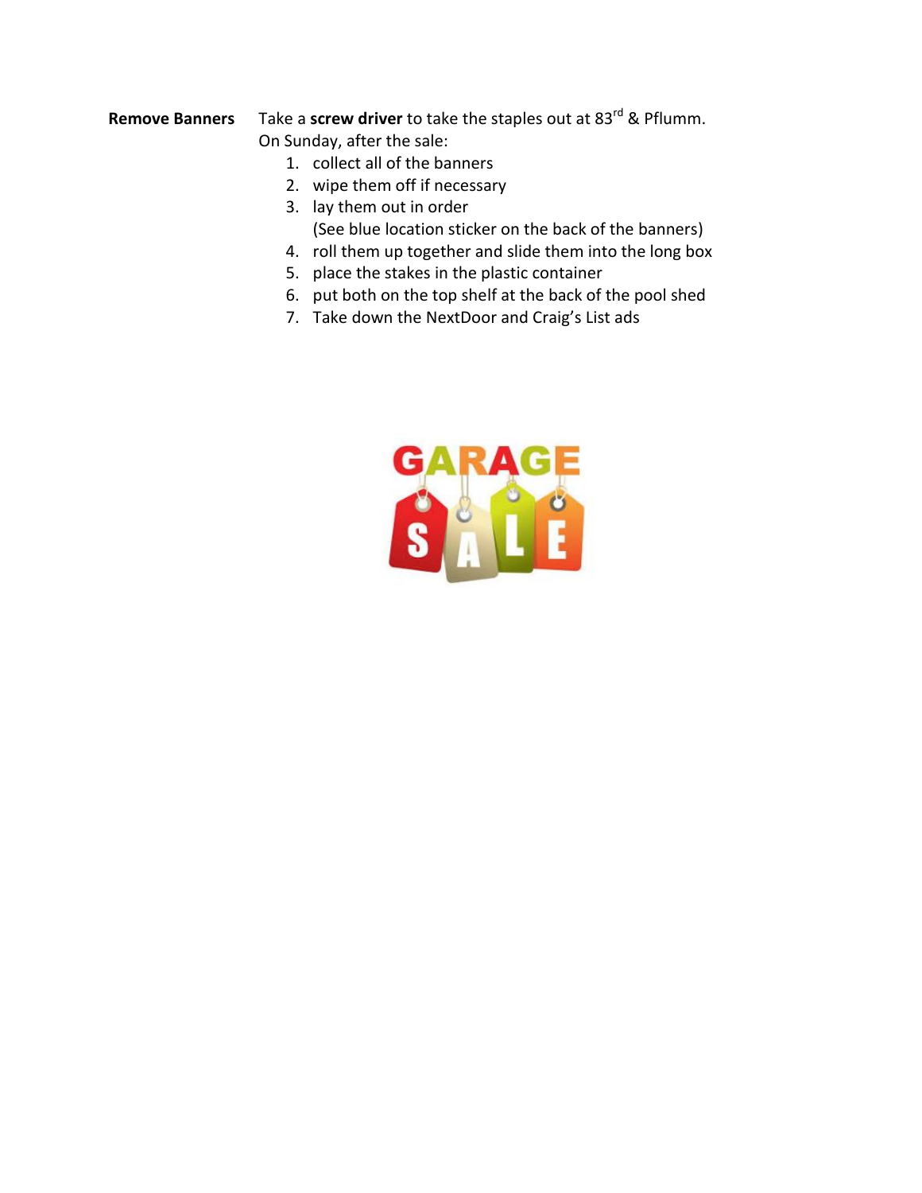**Remove Banners** Take a **screw driver** to take the staples out at 83rd & Pflumm.
On Sunday, after the sale:

1. collect all of the banners
2. wipe them off if necessary
3. lay them out in order
   (See blue location sticker on the back of the banners)
4. roll them up together and slide them into the long box
5. place the stakes in the plastic container
6. put both on the top shelf at the back of the pool shed
7. Take down the NextDoor and Craig's List ads